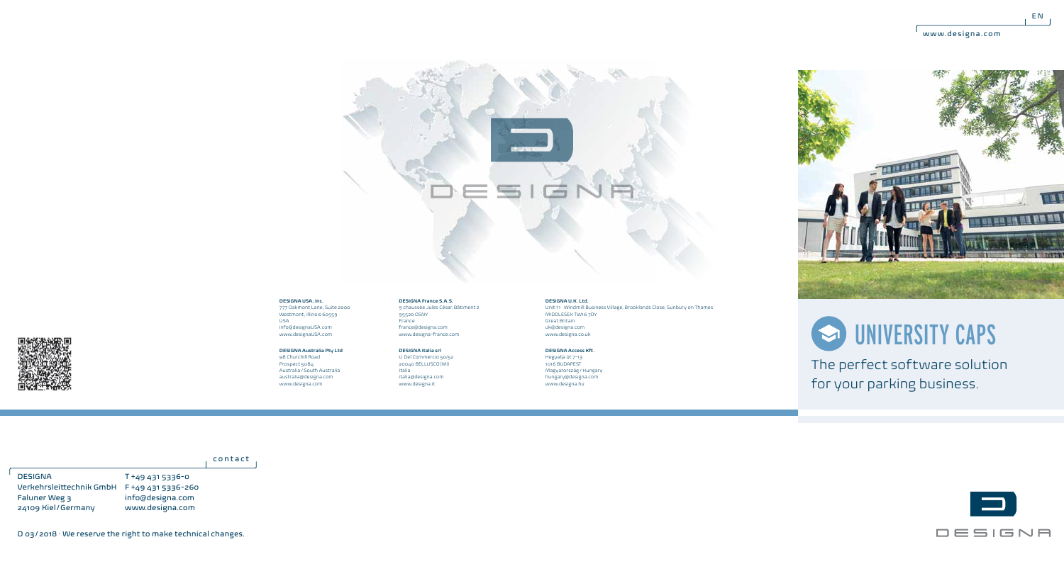EN

www.designa.com

# UNIVERSITY CAPS

The perfect software solution for your parking business.

**DESIGNA USA, Inc.**
777 Oakmont Lane, Suite 2000
Westmont, Illinois 60559
USA
info@designaUSA.com
www.designaUSA.com

**DESIGNA Australia Pty Ltd**
98 Churchill Road
Prospect 5084
Australia / South Australia
australia@designa.com
www.designa.com

**DESIGNA France S.A.S.**
9 chaussée Jules César, Bâtiment 2
95520 OSNY
France
france@designa.com
www.designa-france.com

**DESIGNA Italia srl**
V. Del Commercio 50/52
20040 BELLUSCO (MI)
Italia
italia@designa.com
www.designa.it

**DESIGNA U.K. Ltd.**
Unit 11 · Windmill Business Village, Brooklands Close, Sunbury on Thames
MIDDLESEX TW16 7DY
Great Britain
uk@designa.com
www.designa.co.uk

**DESIGNA Access Kft.**
Hegyalja út 7-13
1016 BUDAPEST
Magyarország / Hungary
hungary@designa.com
www.designa.hu

contact

DESIGNA
Verkehrsleittechnik GmbH
Faluner Weg 3
24109 Kiel / Germany

T +49 431 5336-0
F +49 431 5336-260
info@designa.com
www.designa.com

D 03 / 2018 · We reserve the right to make technical changes.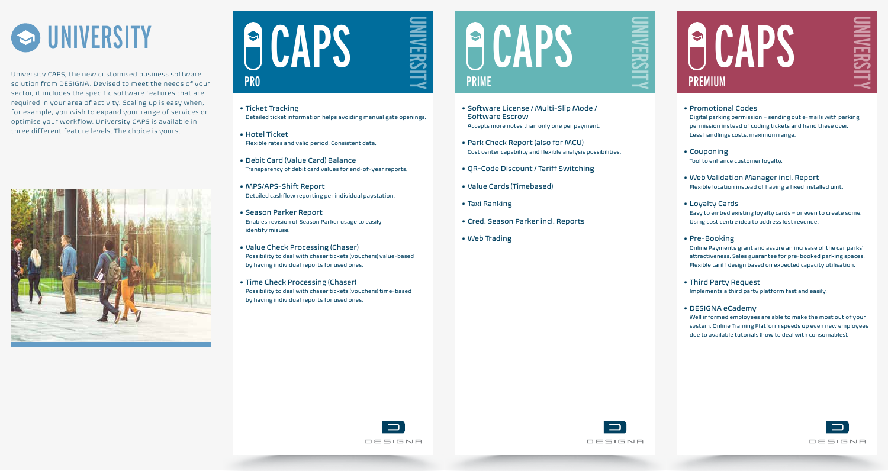# UNIVERSITY

University CAPS, the new customised business software solution from DESIGNA. Devised to meet the needs of your sector, it includes the specific software features that are required in your area of activity. Scaling up is easy when, for example, you wish to expand your range of services or optimise your workflow. University CAPS is available in three different feature levels. The choice is yours.

## CAPS PRO

UNIVERSITY

- Ticket Tracking
  Detailed ticket information helps avoiding manual gate openings.
- Hotel Ticket
  Flexible rates and valid period. Consistent data.
- Debit Card (Value Card) Balance
  Transparency of debit card values for end-of-year reports.
- MPS/APS-Shift Report
  Detailed cashflow reporting per individual paystation.
- Season Parker Report
  Enables revision of Season Parker usage to easily identify misuse.
- Value Check Processing (Chaser)
  Possibility to deal with chaser tickets (vouchers) value-based by having individual reports for used ones.
- Time Check Processing (Chaser)
  Possibility to deal with chaser tickets (vouchers) time-based by having individual reports for used ones.

DESIGNA

## CAPS PRIME

UNIVERSITY

- Software License / Multi-Slip Mode / Software Escrow
  Accepts more notes than only one per payment.
- Park Check Report (also for MCU)
  Cost center capability and flexible analysis possibilities.
- QR-Code Discount / Tariff Switching
- Value Cards (Timebased)
- Taxi Ranking
- Cred. Season Parker incl. Reports
- Web Trading

DESIGNA

## CAPS PREMIUM

UNIVERSITY

- Promotional Codes
  Digital parking permission – sending out e-mails with parking permission instead of coding tickets and hand these over. Less handlings costs, maximum range.
- Couponing
  Tool to enhance customer loyalty.
- Web Validation Manager incl. Report
  Flexible location instead of having a fixed installed unit.
- Loyalty Cards
  Easy to embed existing loyalty cards – or even to create some. Using cost centre idea to address lost revenue.
- Pre-Booking
  Online Payments grant and assure an increase of the car parks' attractiveness. Sales guarantee for pre-booked parking spaces. Flexible tariff design based on expected capacity utilisation.
- Third Party Request
  Implements a third party platform fast and easily.
- DESIGNA eCademy
  Well informed employees are able to make the most out of your system. Online Training Platform speeds up even new employees due to available tutorials (how to deal with consumables).

DESIGNA